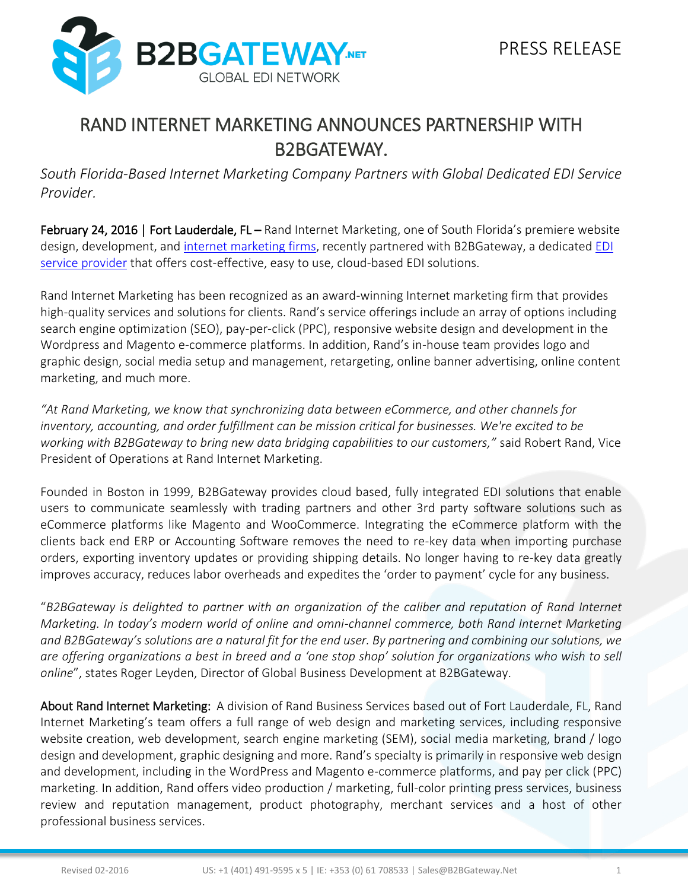PRESS RELEASE

# RAND INTERNET MARKETING ANNOUNCES PARTNERSHIP WITH B2BGATEWAY.

*South Florida-Based Internet Marketing Company Partners with Global Dedicated EDI Service Provider.*

**February 24, 2016 | Fort Lauderdale, FL –** Rand Internet Marketing, one of South Florida's premiere website design, development, and internet marketing firms, recently partnered with B2BGateway, a dedicated EDI service provider that offers cost-effective, easy to use, cloud-based EDI solutions.

Rand Internet Marketing has been recognized as an award-winning Internet marketing firm that provides high-quality services and solutions for clients. Rand's service offerings include an array of options including search engine optimization (SEO), pay-per-click (PPC), responsive website design and development in the Wordpress and Magento e-commerce platforms. In addition, Rand's in-house team provides logo and graphic design, social media setup and management, retargeting, online banner advertising, online content marketing, and much more.

*"At Rand Marketing, we know that synchronizing data between eCommerce, and other channels for inventory, accounting, and order fulfillment can be mission critical for businesses. We're excited to be working with B2BGateway to bring new data bridging capabilities to our customers,"* said Robert Rand, Vice President of Operations at Rand Internet Marketing.

Founded in Boston in 1999, B2BGateway provides cloud based, fully integrated EDI solutions that enable users to communicate seamlessly with trading partners and other 3rd party software solutions such as eCommerce platforms like Magento and WooCommerce. Integrating the eCommerce platform with the clients back end ERP or Accounting Software removes the need to re-key data when importing purchase orders, exporting inventory updates or providing shipping details. No longer having to re-key data greatly improves accuracy, reduces labor overheads and expedites the 'order to payment' cycle for any business.

"*B2BGateway is delighted to partner with an organization of the caliber and reputation of Rand Internet Marketing. In today's modern world of online and omni-channel commerce, both Rand Internet Marketing and B2BGateway's solutions are a natural fit for the end user. By partnering and combining our solutions, we are offering organizations a best in breed and a 'one stop shop' solution for organizations who wish to sell online*", states Roger Leyden, Director of Global Business Development at B2BGateway.

**About Rand Internet Marketing:** A division of Rand Business Services based out of Fort Lauderdale, FL, Rand Internet Marketing's team offers a full range of web design and marketing services, including responsive website creation, web development, search engine marketing (SEM), social media marketing, brand / logo design and development, graphic designing and more. Rand's specialty is primarily in responsive web design and development, including in the WordPress and Magento e-commerce platforms, and pay per click (PPC) marketing. In addition, Rand offers video production / marketing, full-color printing press services, business review and reputation management, product photography, merchant services and a host of other professional business services.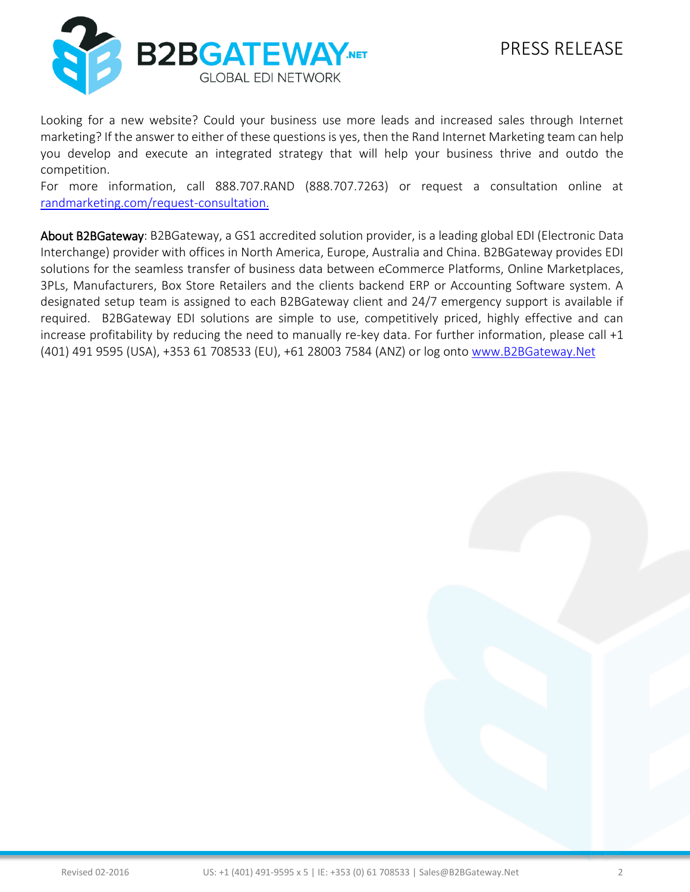Looking for a new website? Could your business use more leads and increased sales through Internet marketing? If the answer to either of these questions is yes, then the Rand Internet Marketing team can help you develop and execute an integrated strategy that will help your business thrive and outdo the competition.
For more information, call 888.707.RAND (888.707.7263) or request a consultation online at [randmarketing.com/request-consultation.](randmarketing.com/request-consultation)

**About B2BGateway**: B2BGateway, a GS1 accredited solution provider, is a leading global EDI (Electronic Data Interchange) provider with offices in North America, Europe, Australia and China. B2BGateway provides EDI solutions for the seamless transfer of business data between eCommerce Platforms, Online Marketplaces, 3PLs, Manufacturers, Box Store Retailers and the clients backend ERP or Accounting Software system. A designated setup team is assigned to each B2BGateway client and 24/7 emergency support is available if required. B2BGateway EDI solutions are simple to use, competitively priced, highly effective and can increase profitability by reducing the need to manually re-key data. For further information, please call +1 (401) 491 9595 (USA), +353 61 708533 (EU), +61 28003 7584 (ANZ) or log onto [www.B2BGateway.Net](www.B2BGateway.Net)